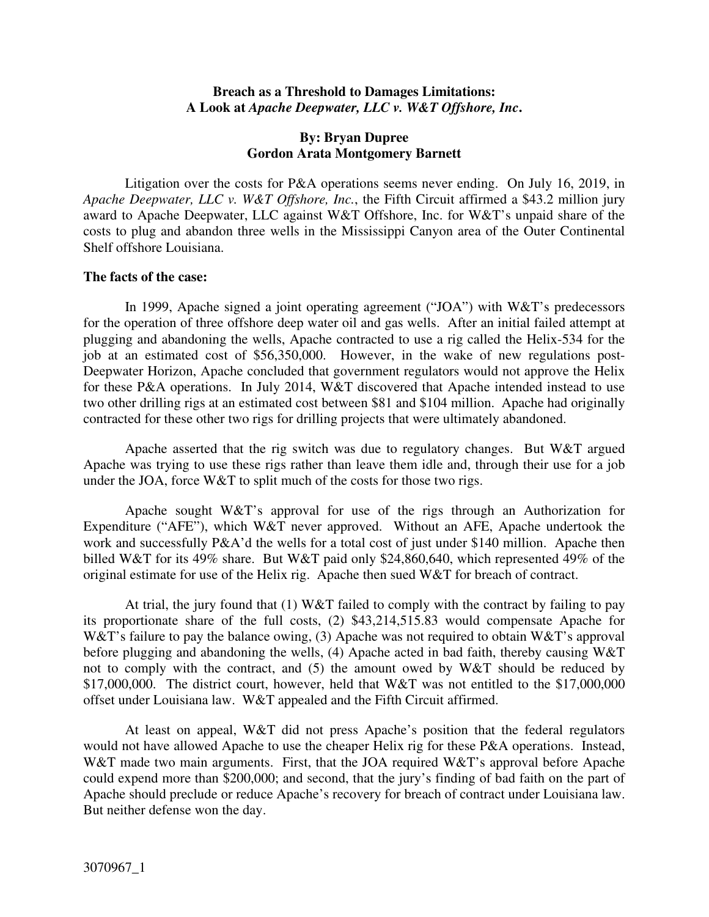**Breach as a Threshold to Damages Limitations:**
**A Look at *Apache Deepwater, LLC v. W&T Offshore, Inc*.**

**By: Bryan Dupree**
**Gordon Arata Montgomery Barnett**

Litigation over the costs for P&A operations seems never ending. On July 16, 2019, in *Apache Deepwater, LLC v. W&T Offshore, Inc.*, the Fifth Circuit affirmed a $43.2 million jury award to Apache Deepwater, LLC against W&T Offshore, Inc. for W&T's unpaid share of the costs to plug and abandon three wells in the Mississippi Canyon area of the Outer Continental Shelf offshore Louisiana.

**The facts of the case:**

In 1999, Apache signed a joint operating agreement ("JOA") with W&T's predecessors for the operation of three offshore deep water oil and gas wells. After an initial failed attempt at plugging and abandoning the wells, Apache contracted to use a rig called the Helix-534 for the job at an estimated cost of $56,350,000. However, in the wake of new regulations post-Deepwater Horizon, Apache concluded that government regulators would not approve the Helix for these P&A operations. In July 2014, W&T discovered that Apache intended instead to use two other drilling rigs at an estimated cost between $81 and $104 million. Apache had originally contracted for these other two rigs for drilling projects that were ultimately abandoned.

Apache asserted that the rig switch was due to regulatory changes. But W&T argued Apache was trying to use these rigs rather than leave them idle and, through their use for a job under the JOA, force W&T to split much of the costs for those two rigs.

Apache sought W&T's approval for use of the rigs through an Authorization for Expenditure ("AFE"), which W&T never approved. Without an AFE, Apache undertook the work and successfully P&A'd the wells for a total cost of just under $140 million. Apache then billed W&T for its 49% share. But W&T paid only $24,860,640, which represented 49% of the original estimate for use of the Helix rig. Apache then sued W&T for breach of contract.

At trial, the jury found that (1) W&T failed to comply with the contract by failing to pay its proportionate share of the full costs, (2) $43,214,515.83 would compensate Apache for W&T's failure to pay the balance owing, (3) Apache was not required to obtain W&T's approval before plugging and abandoning the wells, (4) Apache acted in bad faith, thereby causing W&T not to comply with the contract, and (5) the amount owed by W&T should be reduced by $17,000,000. The district court, however, held that W&T was not entitled to the $17,000,000 offset under Louisiana law. W&T appealed and the Fifth Circuit affirmed.

At least on appeal, W&T did not press Apache's position that the federal regulators would not have allowed Apache to use the cheaper Helix rig for these P&A operations. Instead, W&T made two main arguments. First, that the JOA required W&T's approval before Apache could expend more than $200,000; and second, that the jury's finding of bad faith on the part of Apache should preclude or reduce Apache's recovery for breach of contract under Louisiana law. But neither defense won the day.

3070967_1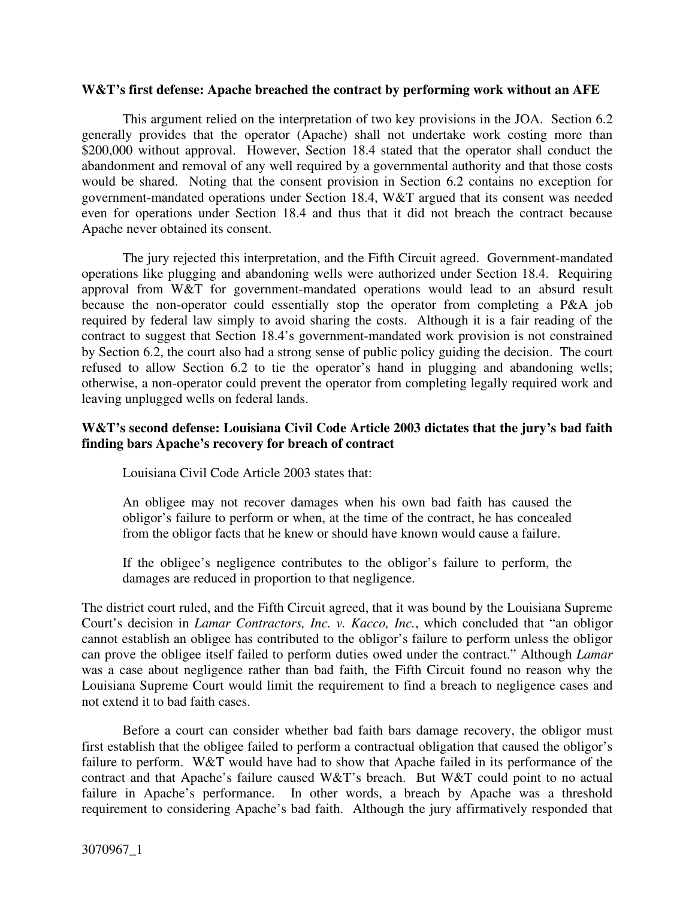**W&T's first defense: Apache breached the contract by performing work without an AFE**

This argument relied on the interpretation of two key provisions in the JOA. Section 6.2 generally provides that the operator (Apache) shall not undertake work costing more than $200,000 without approval. However, Section 18.4 stated that the operator shall conduct the abandonment and removal of any well required by a governmental authority and that those costs would be shared. Noting that the consent provision in Section 6.2 contains no exception for government-mandated operations under Section 18.4, W&T argued that its consent was needed even for operations under Section 18.4 and thus that it did not breach the contract because Apache never obtained its consent.

The jury rejected this interpretation, and the Fifth Circuit agreed. Government-mandated operations like plugging and abandoning wells were authorized under Section 18.4. Requiring approval from W&T for government-mandated operations would lead to an absurd result because the non-operator could essentially stop the operator from completing a P&A job required by federal law simply to avoid sharing the costs. Although it is a fair reading of the contract to suggest that Section 18.4's government-mandated work provision is not constrained by Section 6.2, the court also had a strong sense of public policy guiding the decision. The court refused to allow Section 6.2 to tie the operator's hand in plugging and abandoning wells; otherwise, a non-operator could prevent the operator from completing legally required work and leaving unplugged wells on federal lands.

**W&T's second defense: Louisiana Civil Code Article 2003 dictates that the jury's bad faith finding bars Apache's recovery for breach of contract**

Louisiana Civil Code Article 2003 states that:

> An obligee may not recover damages when his own bad faith has caused the obligor's failure to perform or when, at the time of the contract, he has concealed from the obligor facts that he knew or should have known would cause a failure.
>
> If the obligee's negligence contributes to the obligor's failure to perform, the damages are reduced in proportion to that negligence.

The district court ruled, and the Fifth Circuit agreed, that it was bound by the Louisiana Supreme Court's decision in *Lamar Contractors, Inc. v. Kacco, Inc.*, which concluded that "an obligor cannot establish an obligee has contributed to the obligor's failure to perform unless the obligor can prove the obligee itself failed to perform duties owed under the contract." Although *Lamar* was a case about negligence rather than bad faith, the Fifth Circuit found no reason why the Louisiana Supreme Court would limit the requirement to find a breach to negligence cases and not extend it to bad faith cases.

Before a court can consider whether bad faith bars damage recovery, the obligor must first establish that the obligee failed to perform a contractual obligation that caused the obligor's failure to perform. W&T would have had to show that Apache failed in its performance of the contract and that Apache's failure caused W&T's breach. But W&T could point to no actual failure in Apache's performance. In other words, a breach by Apache was a threshold requirement to considering Apache's bad faith. Although the jury affirmatively responded that

3070967_1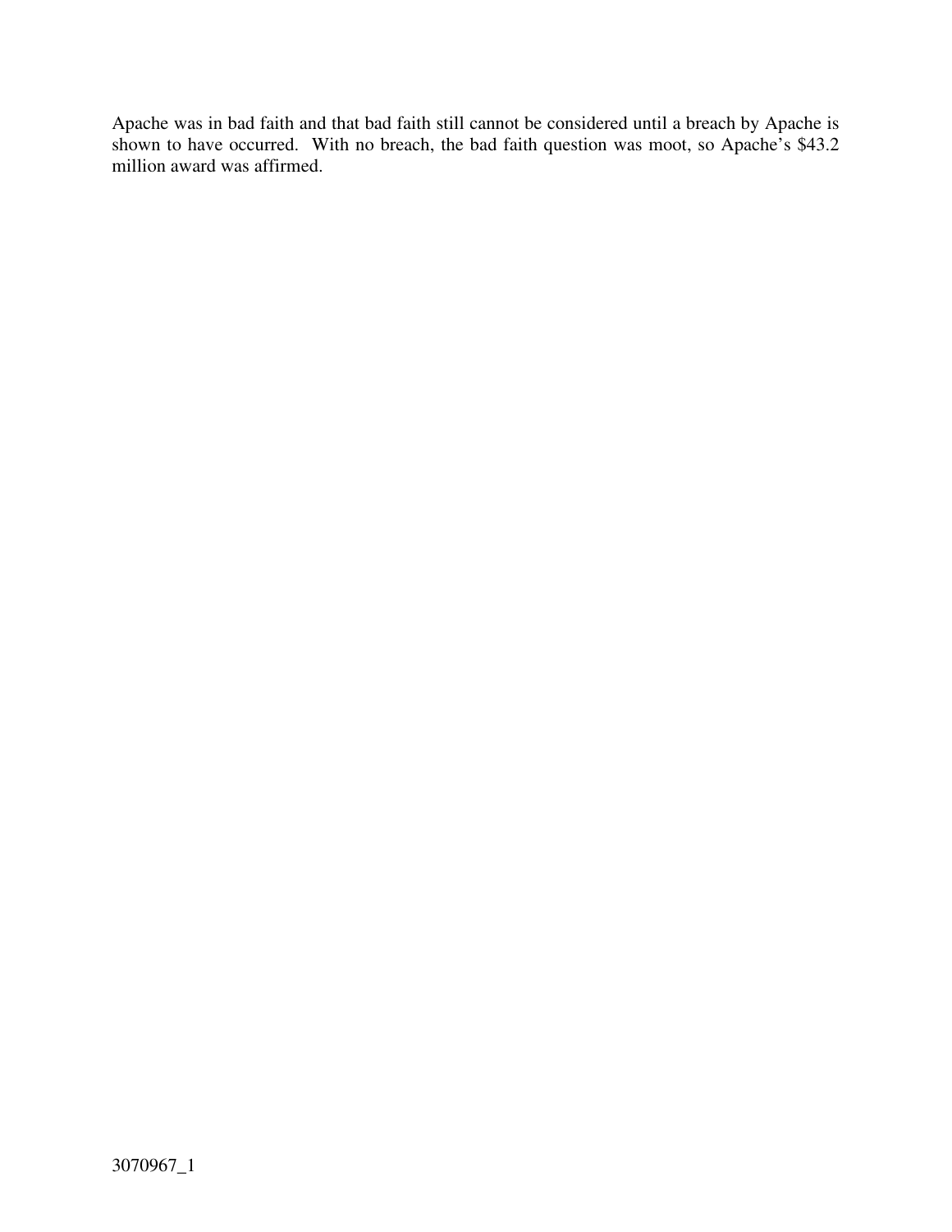Apache was in bad faith and that bad faith still cannot be considered until a breach by Apache is shown to have occurred. With no breach, the bad faith question was moot, so Apache's $43.2 million award was affirmed.

3070967_1